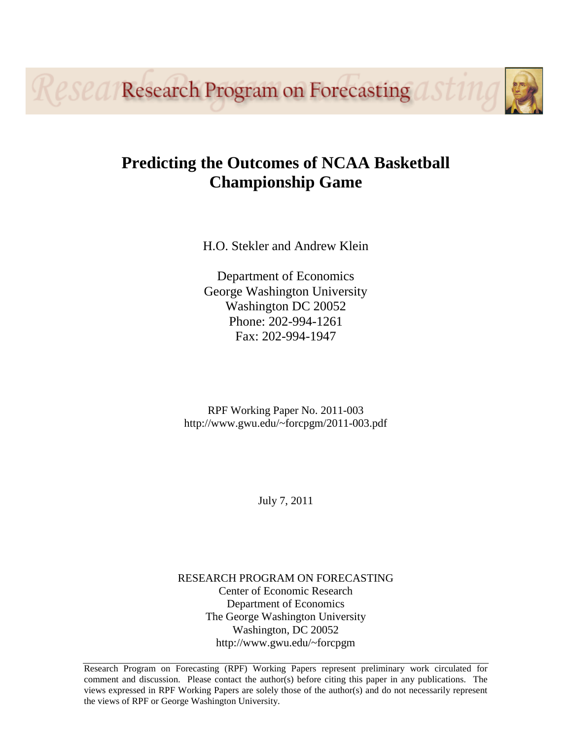Research Program on Forecasting

# Predicting the Outcomes of NCAA Basketball Championship Game

H.O. Stekler and Andrew Klein

Department of Economics
George Washington University
Washington DC 20052
Phone: 202-994-1261
Fax: 202-994-1947

RPF Working Paper No. 2011-003
http://www.gwu.edu/~forcpgm/2011-003.pdf

July 7, 2011

RESEARCH PROGRAM ON FORECASTING
Center of Economic Research
Department of Economics
The George Washington University
Washington, DC 20052
http://www.gwu.edu/~forcpgm

Research Program on Forecasting (RPF) Working Papers represent preliminary work circulated for comment and discussion. Please contact the author(s) before citing this paper in any publications. The views expressed in RPF Working Papers are solely those of the author(s) and do not necessarily represent the views of RPF or George Washington University.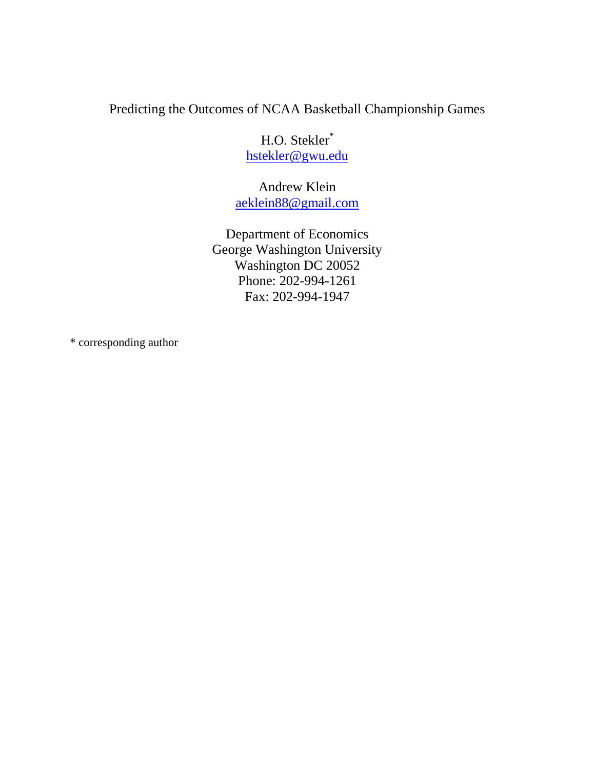# Predicting the Outcomes of NCAA Basketball Championship Games

H.O. Stekler*
hstekler@gwu.edu

Andrew Klein
aeklein88@gmail.com

Department of Economics
George Washington University
Washington DC 20052
Phone: 202-994-1261
Fax: 202-994-1947

\* corresponding author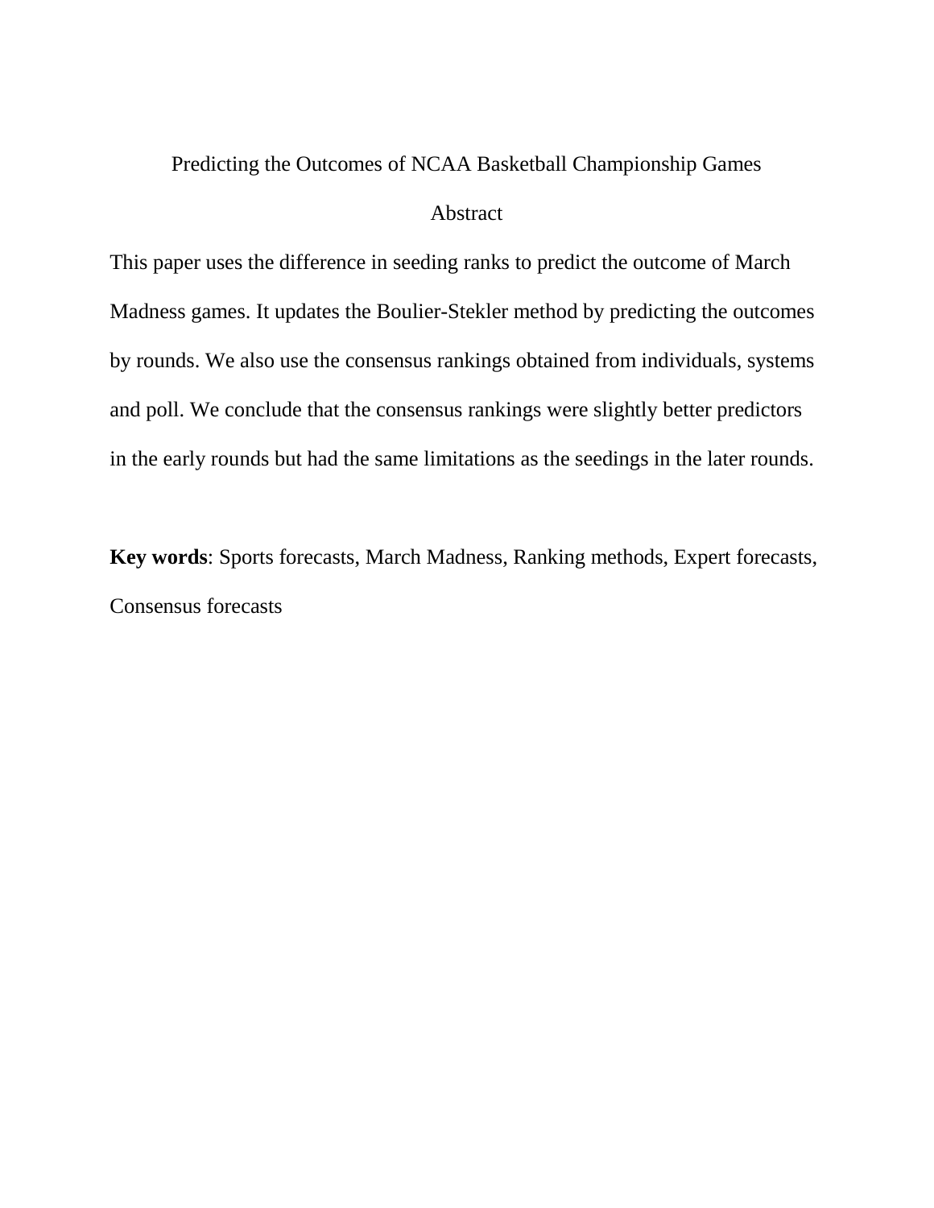# Predicting the Outcomes of NCAA Basketball Championship Games

## Abstract

This paper uses the difference in seeding ranks to predict the outcome of March Madness games. It updates the Boulier-Stekler method by predicting the outcomes by rounds. We also use the consensus rankings obtained from individuals, systems and poll. We conclude that the consensus rankings were slightly better predictors in the early rounds but had the same limitations as the seedings in the later rounds.

**Key words**: Sports forecasts, March Madness, Ranking methods, Expert forecasts, Consensus forecasts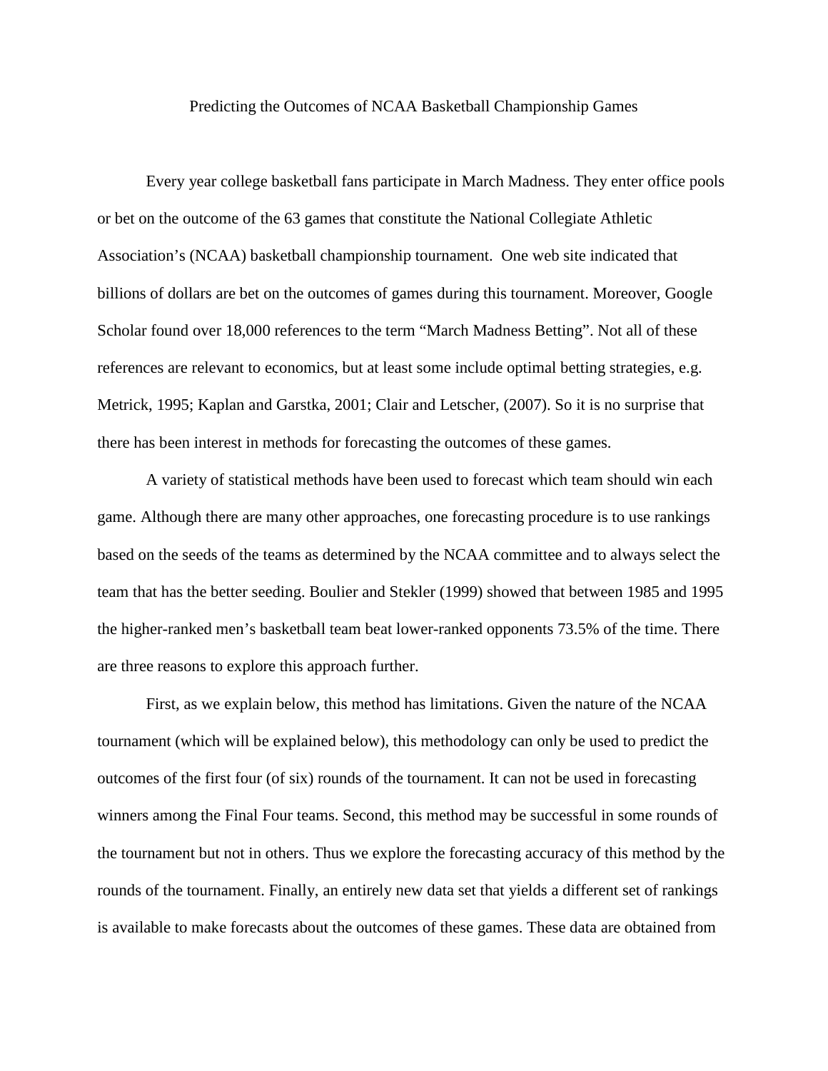Predicting the Outcomes of NCAA Basketball Championship Games

Every year college basketball fans participate in March Madness. They enter office pools or bet on the outcome of the 63 games that constitute the National Collegiate Athletic Association's (NCAA) basketball championship tournament. One web site indicated that billions of dollars are bet on the outcomes of games during this tournament. Moreover, Google Scholar found over 18,000 references to the term "March Madness Betting". Not all of these references are relevant to economics, but at least some include optimal betting strategies, e.g. Metrick, 1995; Kaplan and Garstka, 2001; Clair and Letscher, (2007). So it is no surprise that there has been interest in methods for forecasting the outcomes of these games.

A variety of statistical methods have been used to forecast which team should win each game. Although there are many other approaches, one forecasting procedure is to use rankings based on the seeds of the teams as determined by the NCAA committee and to always select the team that has the better seeding. Boulier and Stekler (1999) showed that between 1985 and 1995 the higher-ranked men's basketball team beat lower-ranked opponents 73.5% of the time. There are three reasons to explore this approach further.

First, as we explain below, this method has limitations. Given the nature of the NCAA tournament (which will be explained below), this methodology can only be used to predict the outcomes of the first four (of six) rounds of the tournament. It can not be used in forecasting winners among the Final Four teams. Second, this method may be successful in some rounds of the tournament but not in others. Thus we explore the forecasting accuracy of this method by the rounds of the tournament. Finally, an entirely new data set that yields a different set of rankings is available to make forecasts about the outcomes of these games. These data are obtained from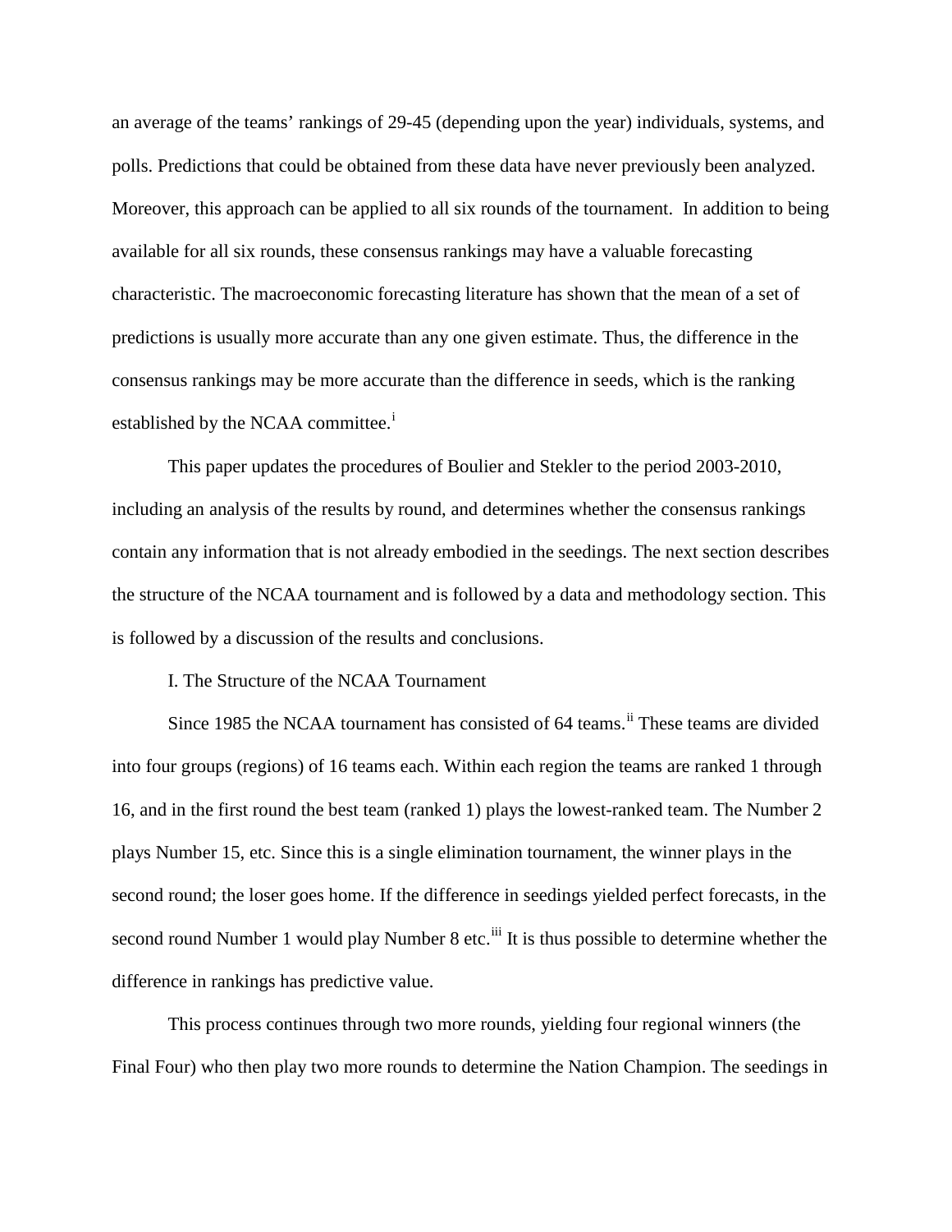an average of the teams' rankings of 29-45 (depending upon the year) individuals, systems, and polls. Predictions that could be obtained from these data have never previously been analyzed. Moreover, this approach can be applied to all six rounds of the tournament. In addition to being available for all six rounds, these consensus rankings may have a valuable forecasting characteristic. The macroeconomic forecasting literature has shown that the mean of a set of predictions is usually more accurate than any one given estimate. Thus, the difference in the consensus rankings may be more accurate than the difference in seeds, which is the ranking established by the NCAA committee.[i]

This paper updates the procedures of Boulier and Stekler to the period 2003-2010, including an analysis of the results by round, and determines whether the consensus rankings contain any information that is not already embodied in the seedings. The next section describes the structure of the NCAA tournament and is followed by a data and methodology section. This is followed by a discussion of the results and conclusions.

## I. The Structure of the NCAA Tournament

Since 1985 the NCAA tournament has consisted of 64 teams.[ii] These teams are divided into four groups (regions) of 16 teams each. Within each region the teams are ranked 1 through 16, and in the first round the best team (ranked 1) plays the lowest-ranked team. The Number 2 plays Number 15, etc. Since this is a single elimination tournament, the winner plays in the second round; the loser goes home. If the difference in seedings yielded perfect forecasts, in the second round Number 1 would play Number 8 etc.[iii] It is thus possible to determine whether the difference in rankings has predictive value.

This process continues through two more rounds, yielding four regional winners (the Final Four) who then play two more rounds to determine the Nation Champion. The seedings in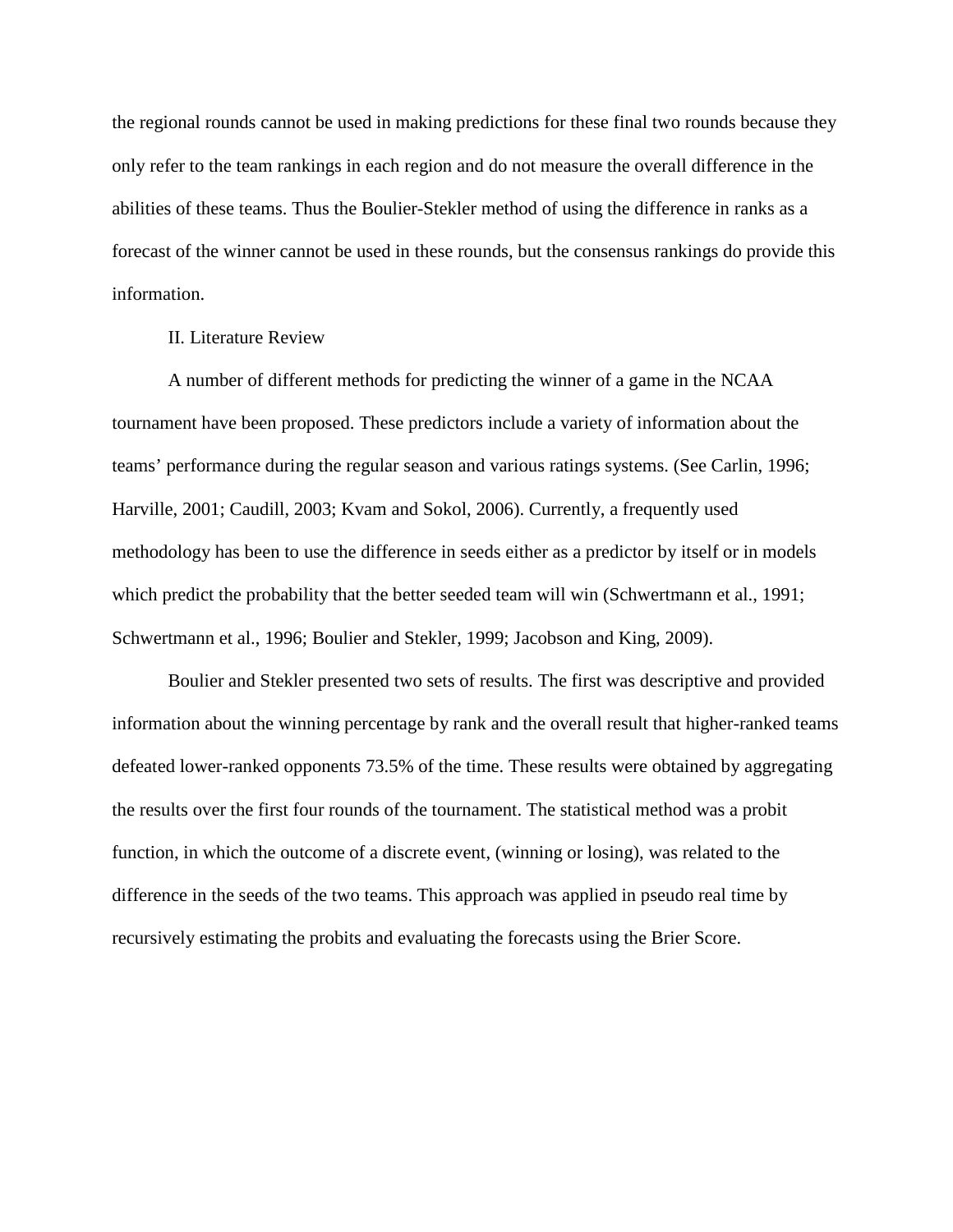the regional rounds cannot be used in making predictions for these final two rounds because they only refer to the team rankings in each region and do not measure the overall difference in the abilities of these teams. Thus the Boulier-Stekler method of using the difference in ranks as a forecast of the winner cannot be used in these rounds, but the consensus rankings do provide this information.

## II. Literature Review

A number of different methods for predicting the winner of a game in the NCAA tournament have been proposed. These predictors include a variety of information about the teams' performance during the regular season and various ratings systems. (See Carlin, 1996; Harville, 2001; Caudill, 2003; Kvam and Sokol, 2006). Currently, a frequently used methodology has been to use the difference in seeds either as a predictor by itself or in models which predict the probability that the better seeded team will win (Schwertmann et al., 1991; Schwertmann et al., 1996; Boulier and Stekler, 1999; Jacobson and King, 2009).

Boulier and Stekler presented two sets of results. The first was descriptive and provided information about the winning percentage by rank and the overall result that higher-ranked teams defeated lower-ranked opponents 73.5% of the time. These results were obtained by aggregating the results over the first four rounds of the tournament. The statistical method was a probit function, in which the outcome of a discrete event, (winning or losing), was related to the difference in the seeds of the two teams. This approach was applied in pseudo real time by recursively estimating the probits and evaluating the forecasts using the Brier Score.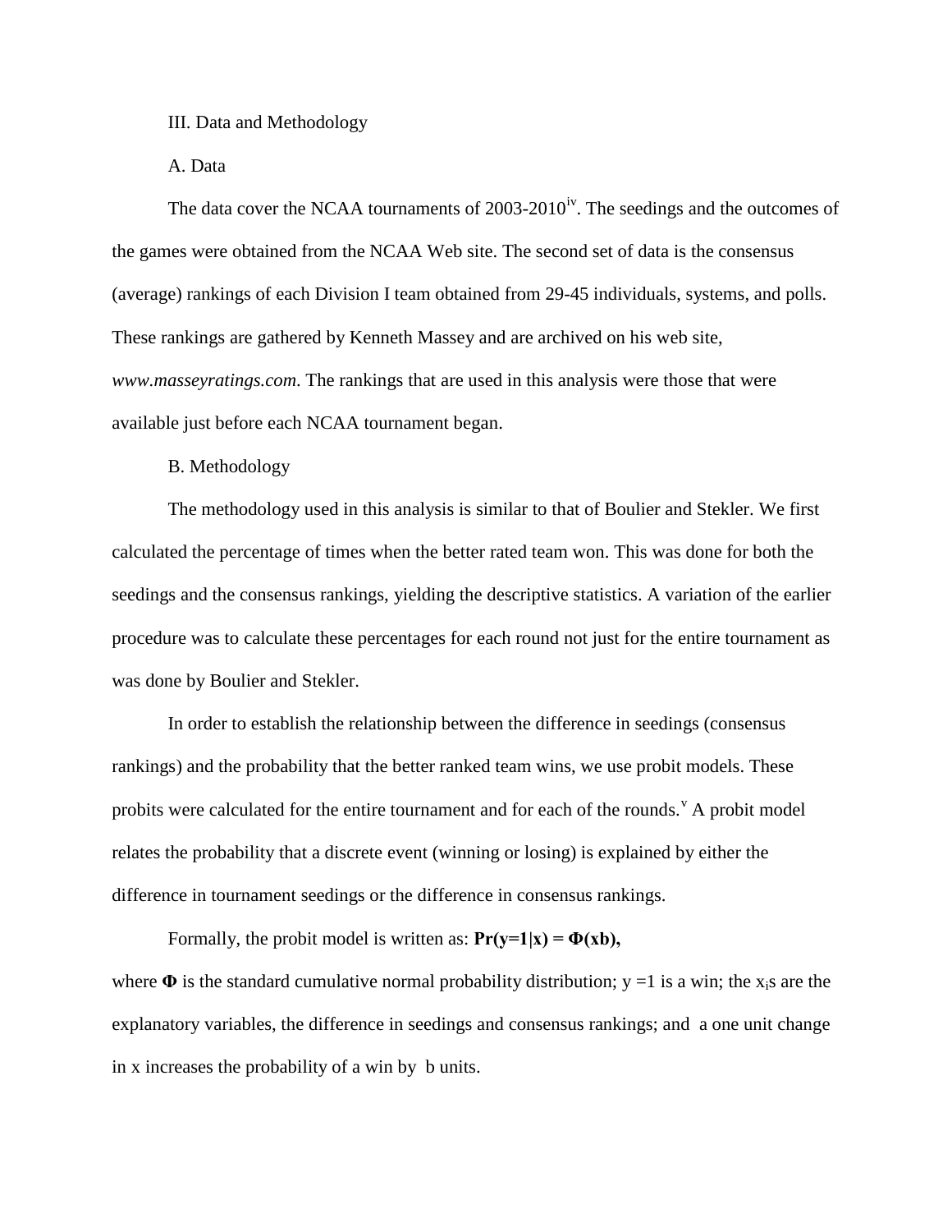## III. Data and Methodology

### A. Data

The data cover the NCAA tournaments of 2003-2010[iv]. The seedings and the outcomes of the games were obtained from the NCAA Web site. The second set of data is the consensus (average) rankings of each Division I team obtained from 29-45 individuals, systems, and polls. These rankings are gathered by Kenneth Massey and are archived on his web site, *www.masseyratings.com*. The rankings that are used in this analysis were those that were available just before each NCAA tournament began.

### B. Methodology

The methodology used in this analysis is similar to that of Boulier and Stekler. We first calculated the percentage of times when the better rated team won. This was done for both the seedings and the consensus rankings, yielding the descriptive statistics. A variation of the earlier procedure was to calculate these percentages for each round not just for the entire tournament as was done by Boulier and Stekler.

In order to establish the relationship between the difference in seedings (consensus rankings) and the probability that the better ranked team wins, we use probit models. These probits were calculated for the entire tournament and for each of the rounds.[v] A probit model relates the probability that a discrete event (winning or losing) is explained by either the difference in tournament seedings or the difference in consensus rankings.

Formally, the probit model is written as: $\mathbf{Pr(y=1|x) = \Phi(xb)}$,

where $\mathbf{\Phi}$ is the standard cumulative normal probability distribution; $y = 1$ is a win; the $x_i$s are the explanatory variables, the difference in seedings and consensus rankings; and a one unit change in x increases the probability of a win by b units.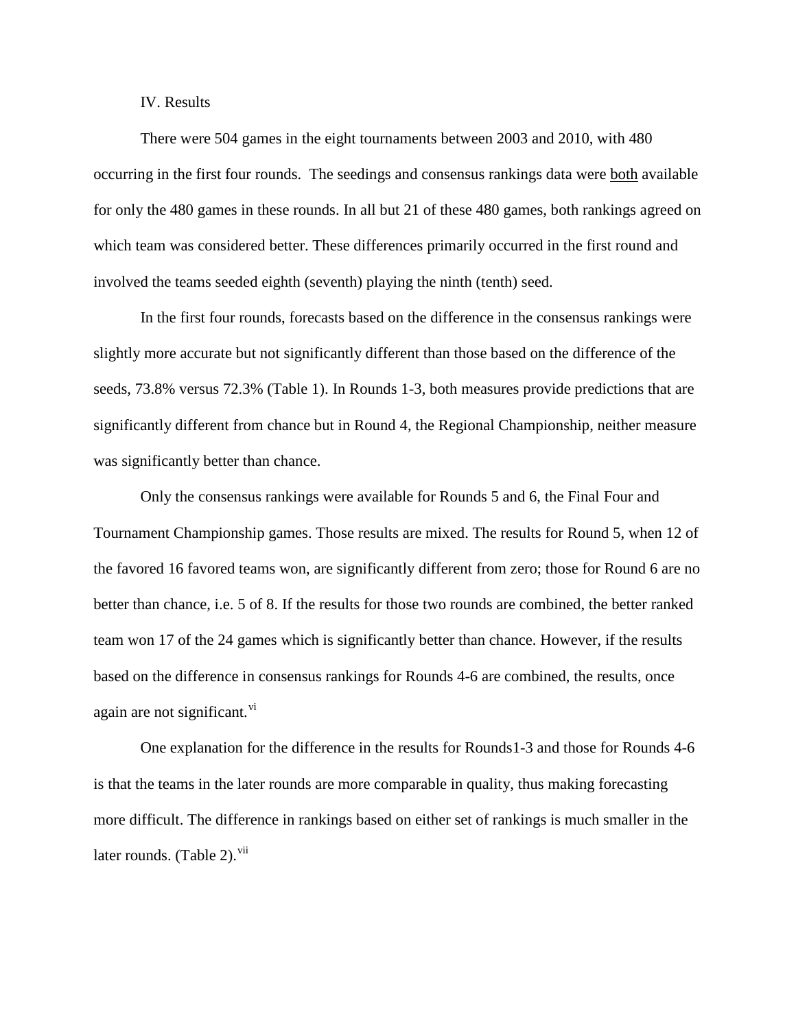IV. Results

There were 504 games in the eight tournaments between 2003 and 2010, with 480 occurring in the first four rounds. The seedings and consensus rankings data were both available for only the 480 games in these rounds. In all but 21 of these 480 games, both rankings agreed on which team was considered better. These differences primarily occurred in the first round and involved the teams seeded eighth (seventh) playing the ninth (tenth) seed.

In the first four rounds, forecasts based on the difference in the consensus rankings were slightly more accurate but not significantly different than those based on the difference of the seeds, 73.8% versus 72.3% (Table 1). In Rounds 1-3, both measures provide predictions that are significantly different from chance but in Round 4, the Regional Championship, neither measure was significantly better than chance.

Only the consensus rankings were available for Rounds 5 and 6, the Final Four and Tournament Championship games. Those results are mixed. The results for Round 5, when 12 of the favored 16 favored teams won, are significantly different from zero; those for Round 6 are no better than chance, i.e. 5 of 8. If the results for those two rounds are combined, the better ranked team won 17 of the 24 games which is significantly better than chance. However, if the results based on the difference in consensus rankings for Rounds 4-6 are combined, the results, once again are not significant.[vi]

One explanation for the difference in the results for Rounds1-3 and those for Rounds 4-6 is that the teams in the later rounds are more comparable in quality, thus making forecasting more difficult. The difference in rankings based on either set of rankings is much smaller in the later rounds. (Table 2).[vii]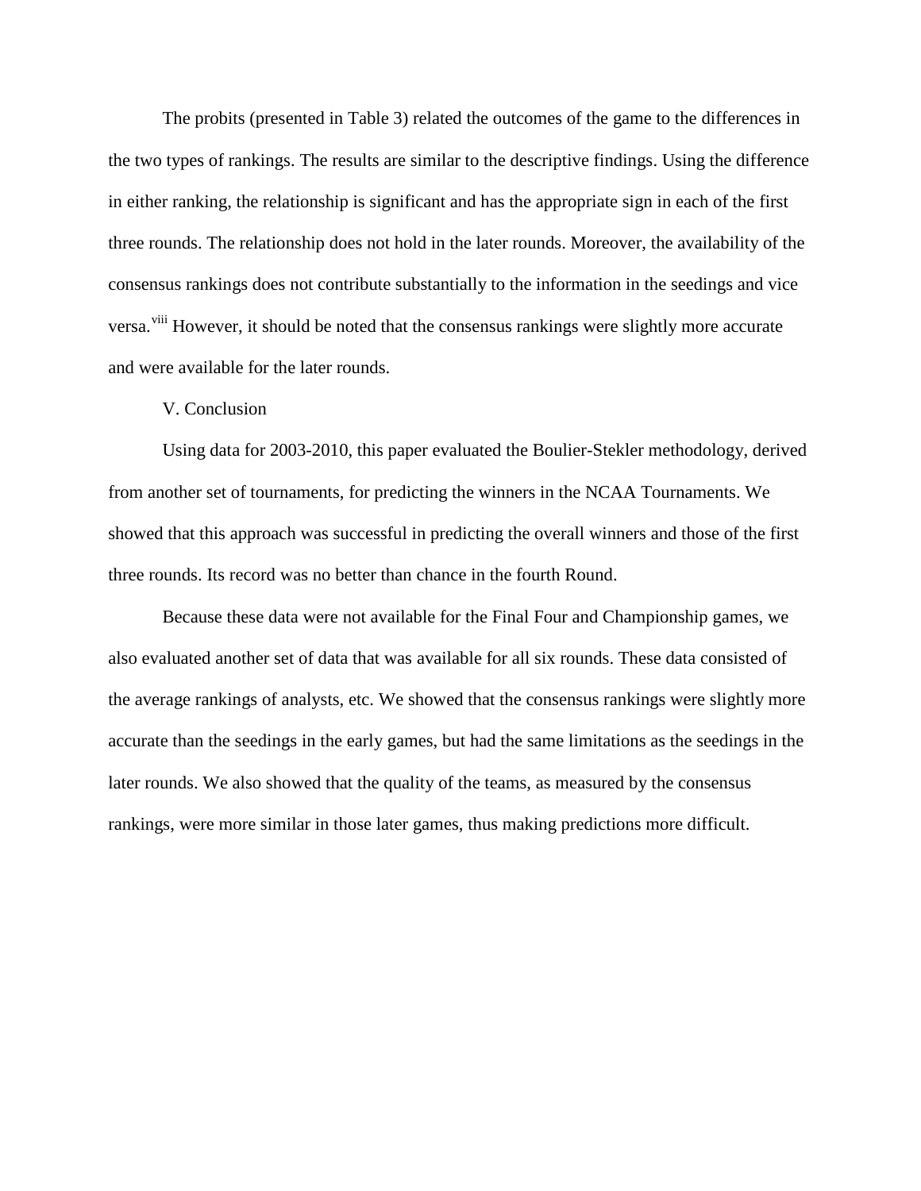The probits (presented in Table 3) related the outcomes of the game to the differences in the two types of rankings. The results are similar to the descriptive findings. Using the difference in either ranking, the relationship is significant and has the appropriate sign in each of the first three rounds. The relationship does not hold in the later rounds. Moreover, the availability of the consensus rankings does not contribute substantially to the information in the seedings and vice versa.[viii] However, it should be noted that the consensus rankings were slightly more accurate and were available for the later rounds.

## V. Conclusion

Using data for 2003-2010, this paper evaluated the Boulier-Stekler methodology, derived from another set of tournaments, for predicting the winners in the NCAA Tournaments. We showed that this approach was successful in predicting the overall winners and those of the first three rounds. Its record was no better than chance in the fourth Round.

Because these data were not available for the Final Four and Championship games, we also evaluated another set of data that was available for all six rounds. These data consisted of the average rankings of analysts, etc. We showed that the consensus rankings were slightly more accurate than the seedings in the early games, but had the same limitations as the seedings in the later rounds. We also showed that the quality of the teams, as measured by the consensus rankings, were more similar in those later games, thus making predictions more difficult.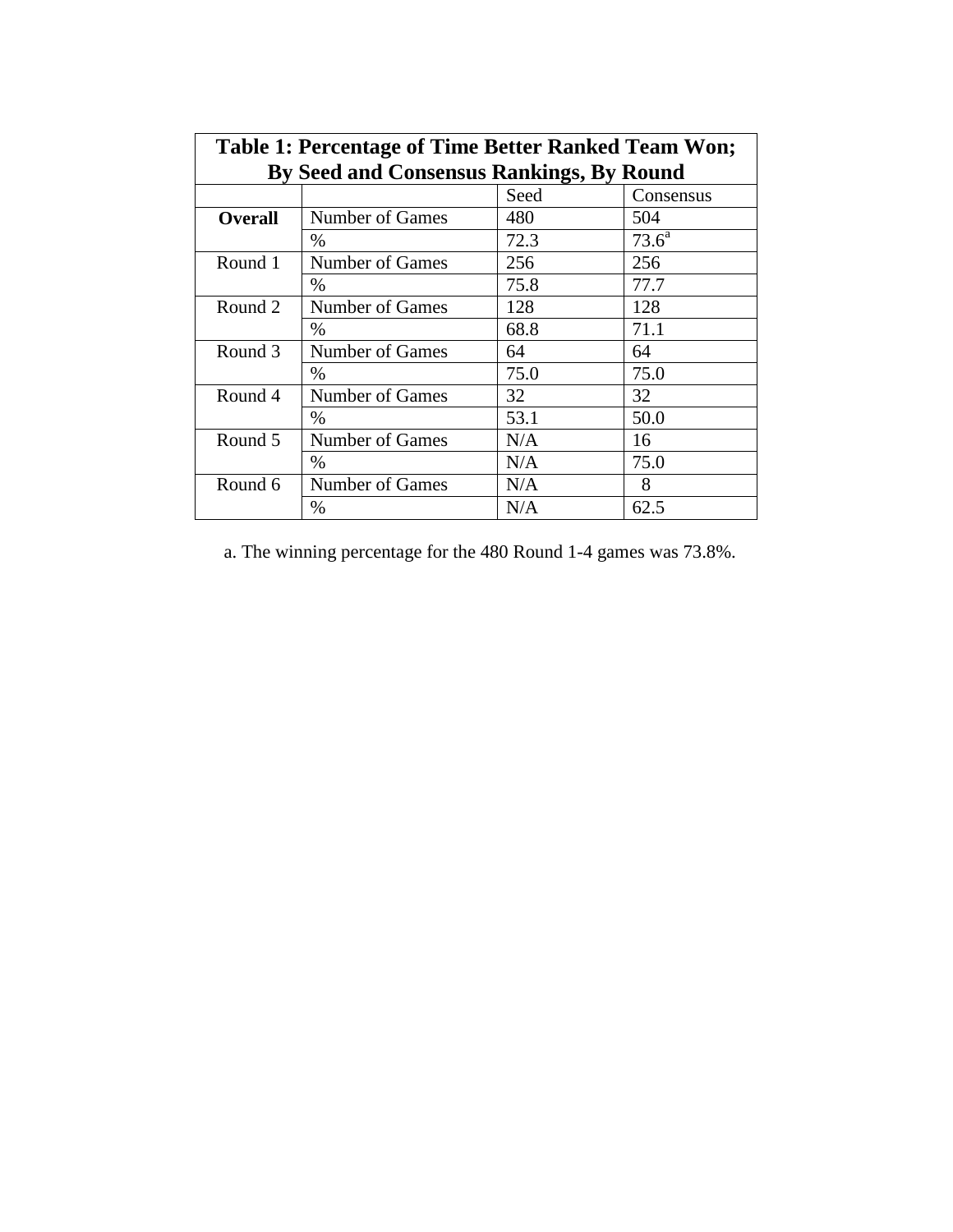**Table 1: Percentage of Time Better Ranked Team Won; By Seed and Consensus Rankings, By Round**

| | | Seed | Consensus |
|---|---|---|---|
| **Overall** | Number of Games | 480 | 504 |
| | % | 72.3 | 73.6[a] |
| Round 1 | Number of Games | 256 | 256 |
| | % | 75.8 | 77.7 |
| Round 2 | Number of Games | 128 | 128 |
| | % | 68.8 | 71.1 |
| Round 3 | Number of Games | 64 | 64 |
| | % | 75.0 | 75.0 |
| Round 4 | Number of Games | 32 | 32 |
| | % | 53.1 | 50.0 |
| Round 5 | Number of Games | N/A | 16 |
| | % | N/A | 75.0 |
| Round 6 | Number of Games | N/A | 8 |
| | % | N/A | 62.5 |

a. The winning percentage for the 480 Round 1-4 games was 73.8%.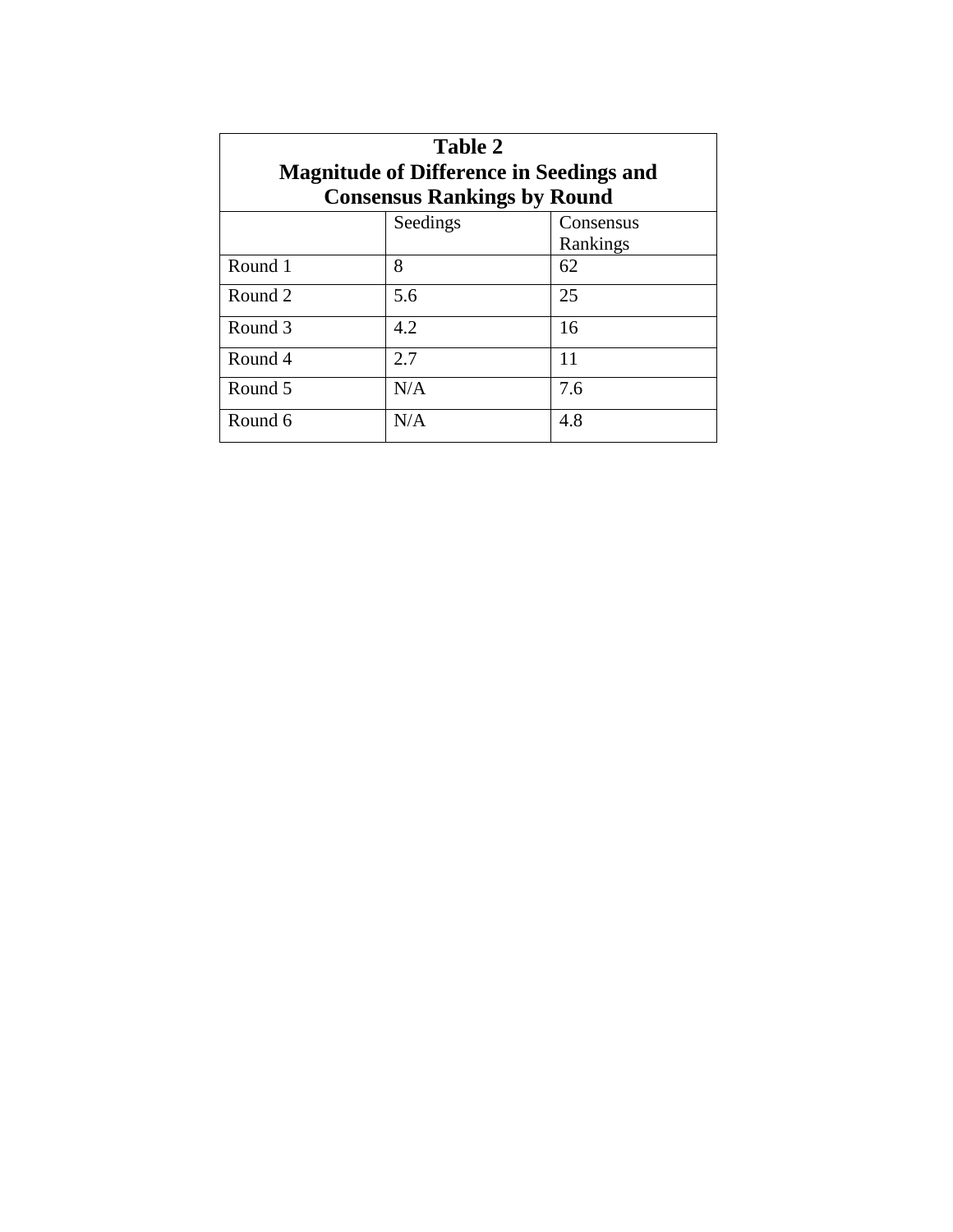**Table 2**
**Magnitude of Difference in Seedings and Consensus Rankings by Round**

| | Seedings | Consensus Rankings |
|---|---|---|
| Round 1 | 8 | 62 |
| Round 2 | 5.6 | 25 |
| Round 3 | 4.2 | 16 |
| Round 4 | 2.7 | 11 |
| Round 5 | N/A | 7.6 |
| Round 6 | N/A | 4.8 |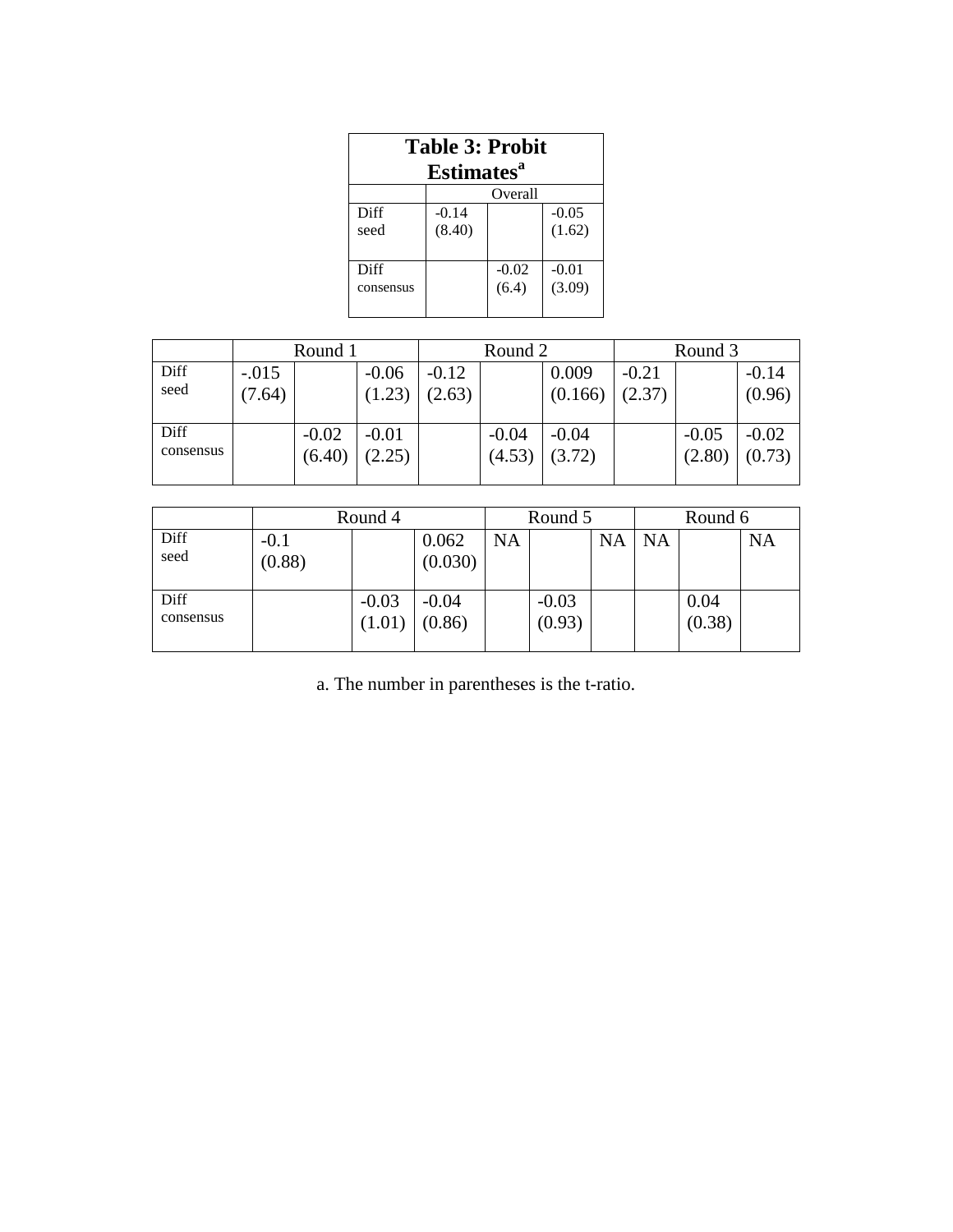**Table 3: Probit Estimates[a]**

| | Overall | | |
|---|---|---|---|
| Diff seed | -0.14 (8.40) | | -0.05 (1.62) |
| Diff consensus | | -0.02 (6.4) | -0.01 (3.09) |

| | Round 1 | | | Round 2 | | | Round 3 | | |
|---|---|---|---|---|---|---|---|---|---|
| Diff seed | -.015 (7.64) | | -0.06 (1.23) | -0.12 (2.63) | | 0.009 (0.166) | -0.21 (2.37) | | -0.14 (0.96) |
| Diff consensus | | -0.02 (6.40) | -0.01 (2.25) | | -0.04 (4.53) | -0.04 (3.72) | | -0.05 (2.80) | -0.02 (0.73) |

| | Round 4 | | | Round 5 | | | Round 6 | | |
|---|---|---|---|---|---|---|---|---|---|
| Diff seed | -0.1 (0.88) | | 0.062 (0.030) | NA | | NA | NA | | NA |
| Diff consensus | | -0.03 (1.01) | -0.04 (0.86) | | -0.03 (0.93) | | | 0.04 (0.38) | |

a. The number in parentheses is the t-ratio.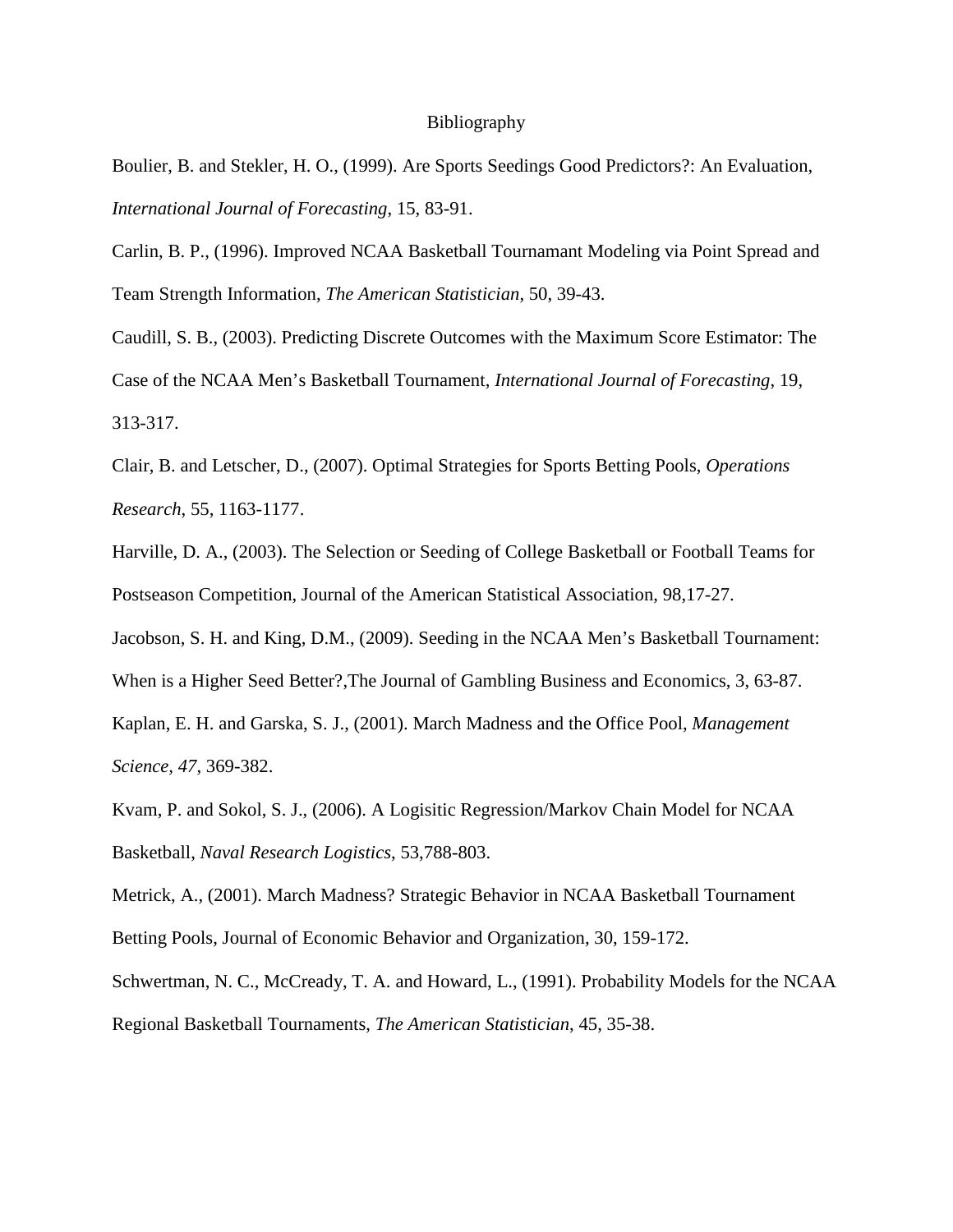# Bibliography

Boulier, B. and Stekler, H. O., (1999). Are Sports Seedings Good Predictors?: An Evaluation, *International Journal of Forecasting*, 15, 83-91.

Carlin, B. P., (1996). Improved NCAA Basketball Tournamant Modeling via Point Spread and Team Strength Information, *The American Statistician*, 50, 39-43.

Caudill, S. B., (2003). Predicting Discrete Outcomes with the Maximum Score Estimator: The Case of the NCAA Men's Basketball Tournament, *International Journal of Forecasting*, 19, 313-317.

Clair, B. and Letscher, D., (2007). Optimal Strategies for Sports Betting Pools, *Operations Research*, 55, 1163-1177.

Harville, D. A., (2003). The Selection or Seeding of College Basketball or Football Teams for Postseason Competition, Journal of the American Statistical Association, 98,17-27.

Jacobson, S. H. and King, D.M., (2009). Seeding in the NCAA Men's Basketball Tournament: When is a Higher Seed Better?,The Journal of Gambling Business and Economics, 3, 63-87.

Kaplan, E. H. and Garska, S. J., (2001). March Madness and the Office Pool, *Management Science*, *47*, 369-382.

Kvam, P. and Sokol, S. J., (2006). A Logisitic Regression/Markov Chain Model for NCAA Basketball, *Naval Research Logistics*, 53,788-803.

Metrick, A., (2001). March Madness? Strategic Behavior in NCAA Basketball Tournament Betting Pools, Journal of Economic Behavior and Organization, 30, 159-172.

Schwertman, N. C., McCready, T. A. and Howard, L., (1991). Probability Models for the NCAA Regional Basketball Tournaments, *The American Statistician*, 45, 35-38.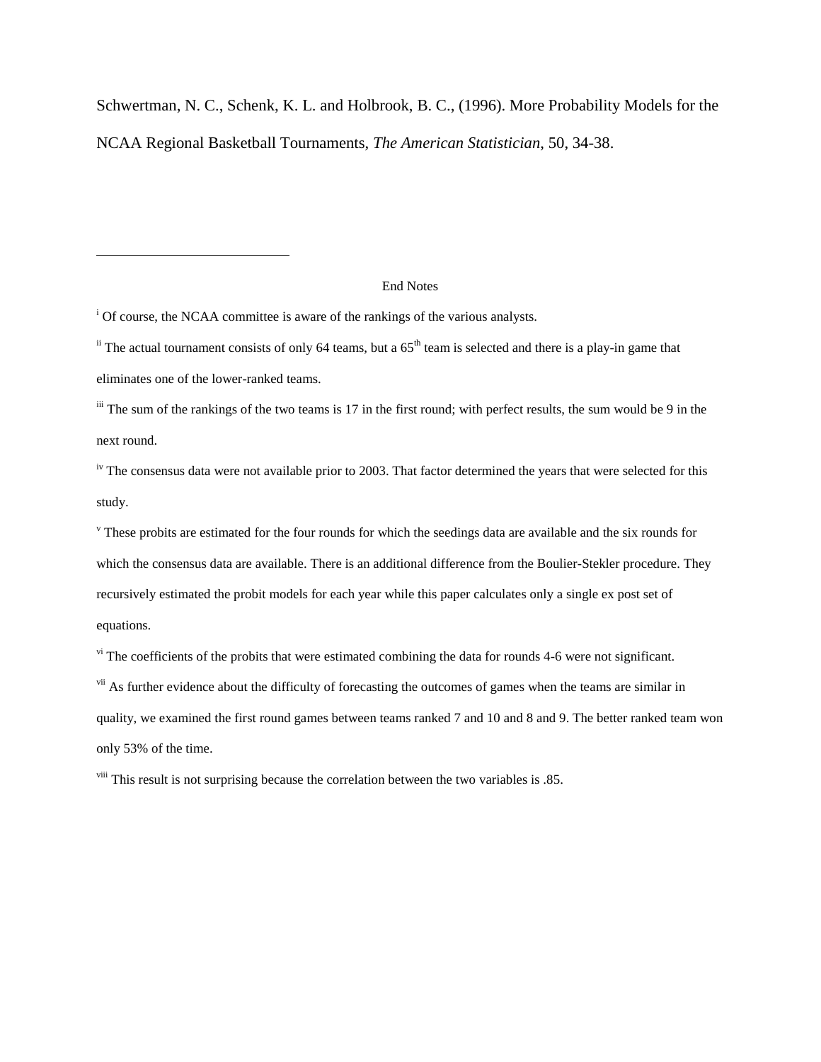Schwertman, N. C., Schenk, K. L. and Holbrook, B. C., (1996). More Probability Models for the NCAA Regional Basketball Tournaments, *The American Statistician*, 50, 34-38.

---

End Notes

[i] Of course, the NCAA committee is aware of the rankings of the various analysts.

[ii] The actual tournament consists of only 64 teams, but a 65$^{th}$ team is selected and there is a play-in game that eliminates one of the lower-ranked teams.

[iii] The sum of the rankings of the two teams is 17 in the first round; with perfect results, the sum would be 9 in the next round.

[iv] The consensus data were not available prior to 2003. That factor determined the years that were selected for this study.

[v] These probits are estimated for the four rounds for which the seedings data are available and the six rounds for which the consensus data are available. There is an additional difference from the Boulier-Stekler procedure. They recursively estimated the probit models for each year while this paper calculates only a single ex post set of equations.

[vi] The coefficients of the probits that were estimated combining the data for rounds 4-6 were not significant.

[vii] As further evidence about the difficulty of forecasting the outcomes of games when the teams are similar in quality, we examined the first round games between teams ranked 7 and 10 and 8 and 9. The better ranked team won only 53% of the time.

[viii] This result is not surprising because the correlation between the two variables is .85.